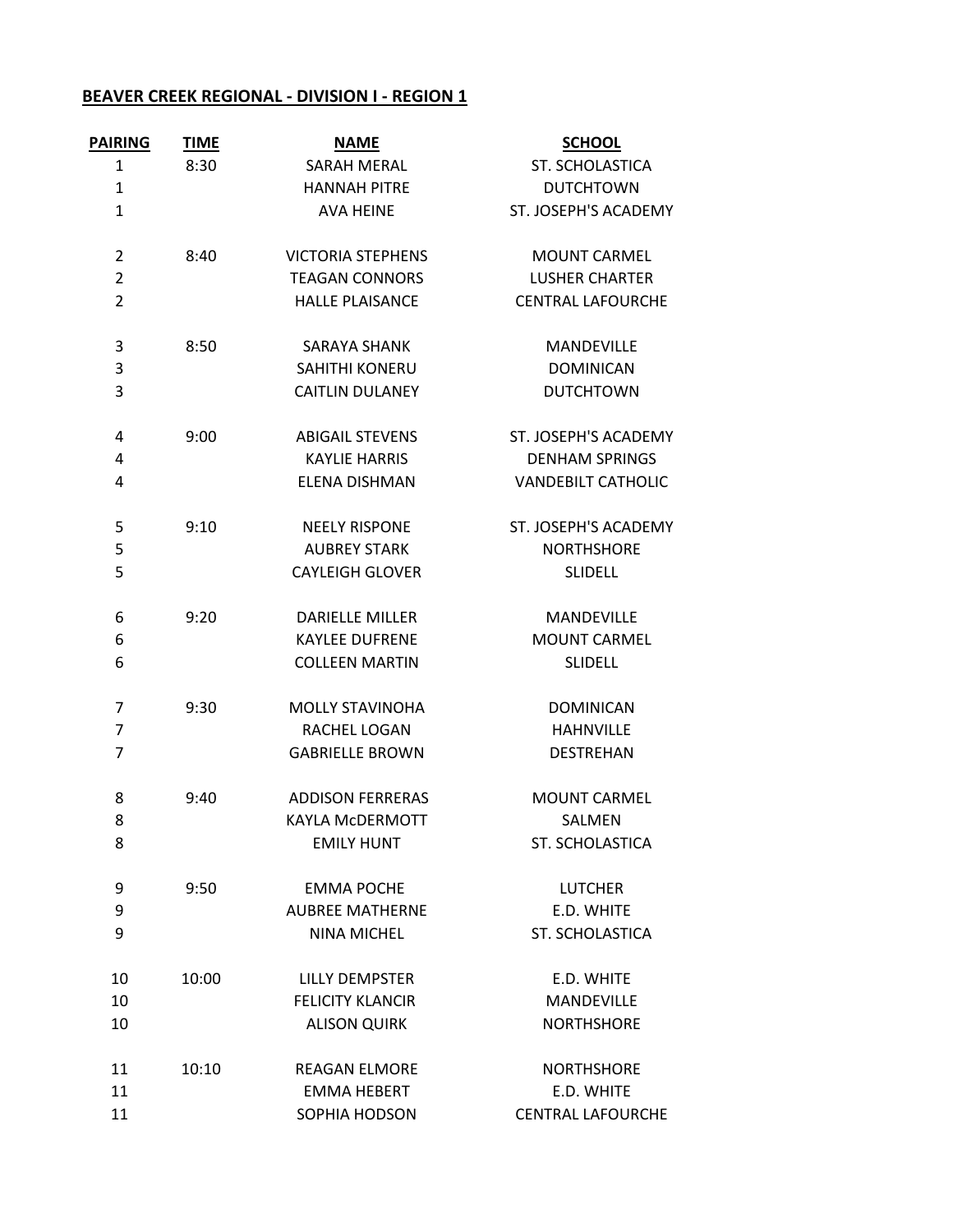**BEAVER CREEK REGIONAL - DIVISION I - REGION 1**

| PAIRING | TIME | NAME | SCHOOL |
|---|---|---|---|
| 1 | 8:30 | SARAH MERAL | ST. SCHOLASTICA |
| 1 | | HANNAH PITRE | DUTCHTOWN |
| 1 | | AVA HEINE | ST. JOSEPH'S ACADEMY |
| 2 | 8:40 | VICTORIA STEPHENS | MOUNT CARMEL |
| 2 | | TEAGAN CONNORS | LUSHER CHARTER |
| 2 | | HALLE PLAISANCE | CENTRAL LAFOURCHE |
| 3 | 8:50 | SARAYA SHANK | MANDEVILLE |
| 3 | | SAHITHI KONERU | DOMINICAN |
| 3 | | CAITLIN DULANEY | DUTCHTOWN |
| 4 | 9:00 | ABIGAIL STEVENS | ST. JOSEPH'S ACADEMY |
| 4 | | KAYLIE HARRIS | DENHAM SPRINGS |
| 4 | | ELENA DISHMAN | VANDEBILT CATHOLIC |
| 5 | 9:10 | NEELY RISPONE | ST. JOSEPH'S ACADEMY |
| 5 | | AUBREY STARK | NORTHSHORE |
| 5 | | CAYLEIGH GLOVER | SLIDELL |
| 6 | 9:20 | DARIELLE MILLER | MANDEVILLE |
| 6 | | KAYLEE DUFRENE | MOUNT CARMEL |
| 6 | | COLLEEN MARTIN | SLIDELL |
| 7 | 9:30 | MOLLY STAVINOHA | DOMINICAN |
| 7 | | RACHEL LOGAN | HAHNVILLE |
| 7 | | GABRIELLE BROWN | DESTREHAN |
| 8 | 9:40 | ADDISON FERRERAS | MOUNT CARMEL |
| 8 | | KAYLA McDERMOTT | SALMEN |
| 8 | | EMILY HUNT | ST. SCHOLASTICA |
| 9 | 9:50 | EMMA POCHE | LUTCHER |
| 9 | | AUBREE MATHERNE | E.D. WHITE |
| 9 | | NINA MICHEL | ST. SCHOLASTICA |
| 10 | 10:00 | LILLY DEMPSTER | E.D. WHITE |
| 10 | | FELICITY KLANCIR | MANDEVILLE |
| 10 | | ALISON QUIRK | NORTHSHORE |
| 11 | 10:10 | REAGAN ELMORE | NORTHSHORE |
| 11 | | EMMA HEBERT | E.D. WHITE |
| 11 | | SOPHIA HODSON | CENTRAL LAFOURCHE |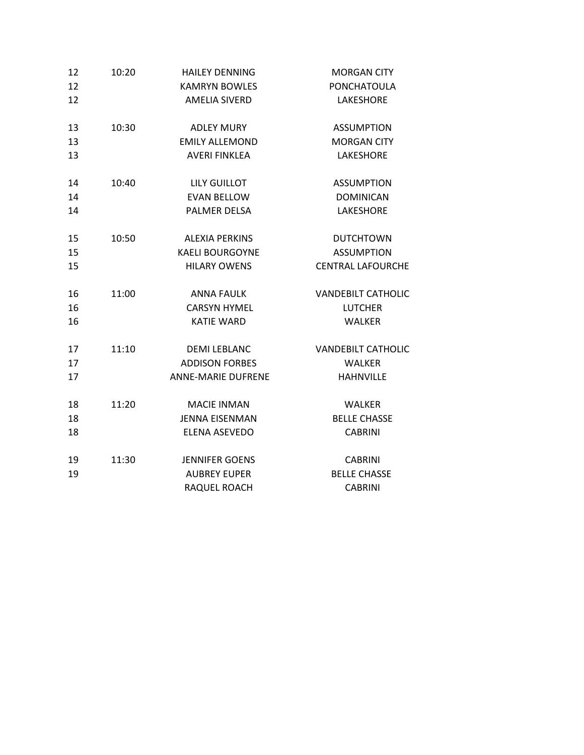| | | | |
|---|---|---|---|
| 12 | 10:20 | HAILEY DENNING | MORGAN CITY |
| 12 | | KAMRYN BOWLES | PONCHATOULA |
| 12 | | AMELIA SIVERD | LAKESHORE |
| 13 | 10:30 | ADLEY MURY | ASSUMPTION |
| 13 | | EMILY ALLEMOND | MORGAN CITY |
| 13 | | AVERI FINKLEA | LAKESHORE |
| 14 | 10:40 | LILY GUILLOT | ASSUMPTION |
| 14 | | EVAN BELLOW | DOMINICAN |
| 14 | | PALMER DELSA | LAKESHORE |
| 15 | 10:50 | ALEXIA PERKINS | DUTCHTOWN |
| 15 | | KAELI BOURGOYNE | ASSUMPTION |
| 15 | | HILARY OWENS | CENTRAL LAFOURCHE |
| 16 | 11:00 | ANNA FAULK | VANDEBILT CATHOLIC |
| 16 | | CARSYN HYMEL | LUTCHER |
| 16 | | KATIE WARD | WALKER |
| 17 | 11:10 | DEMI LEBLANC | VANDEBILT CATHOLIC |
| 17 | | ADDISON FORBES | WALKER |
| 17 | | ANNE-MARIE DUFRENE | HAHNVILLE |
| 18 | 11:20 | MACIE INMAN | WALKER |
| 18 | | JENNA EISENMAN | BELLE CHASSE |
| 18 | | ELENA ASEVEDO | CABRINI |
| 19 | 11:30 | JENNIFER GOENS | CABRINI |
| 19 | | AUBREY EUPER | BELLE CHASSE |
| | | RAQUEL ROACH | CABRINI |